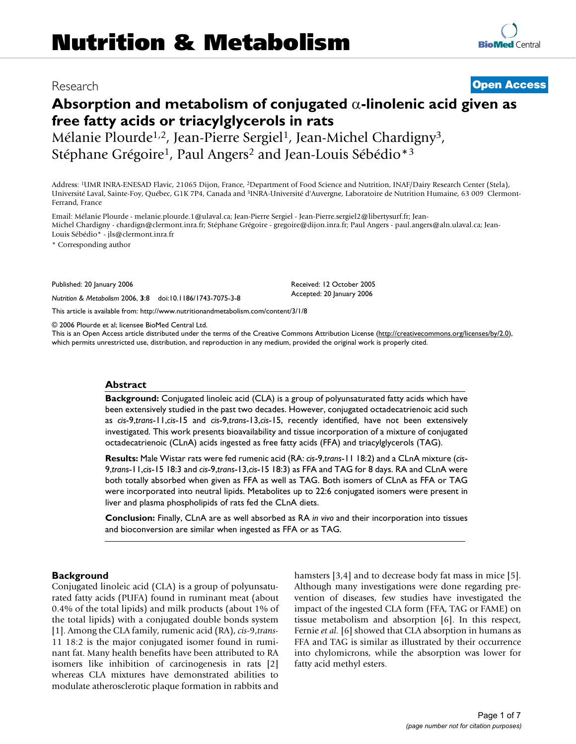Research

**Open Access**

# Absorption and metabolism of conjugated α-linolenic acid given as free fatty acids or triacylglycerols in rats

Mélanie Plourde[1,2], Jean-Pierre Sergiel[1], Jean-Michel Chardigny[3], Stéphane Grégoire[1], Paul Angers[2] and Jean-Louis Sébédio*[3]

Address: [1]UMR INRA-ENESAD Flavic, 21065 Dijon, France, [2]Department of Food Science and Nutrition, INAF/Dairy Research Center (Stela), Université Laval, Sainte-Foy, Québec, G1K 7P4, Canada and [3]INRA-Université d'Auvergne, Laboratoire de Nutrition Humaine, 63 009 Clermont-Ferrand, France

Email: Mélanie Plourde - melanie.plourde.1@ulaval.ca; Jean-Pierre Sergiel - Jean-Pierre.sergiel2@libertysurf.fr; Jean-Michel Chardigny - chardign@clermont.inra.fr; Stéphane Grégoire - gregoire@dijon.inra.fr; Paul Angers - paul.angers@aln.ulaval.ca; Jean-Louis Sébédio* - jls@clermont.inra.fr

* Corresponding author

Published: 20 January 2006

*Nutrition & Metabolism* 2006, **3**:8 doi:10.1186/1743-7075-3-8

Received: 12 October 2005
Accepted: 20 January 2006

This article is available from: http://www.nutritionandmetabolism.com/content/3/1/8

© 2006 Plourde et al; licensee BioMed Central Ltd.
This is an Open Access article distributed under the terms of the Creative Commons Attribution License (http://creativecommons.org/licenses/by/2.0), which permits unrestricted use, distribution, and reproduction in any medium, provided the original work is properly cited.

## Abstract

**Background:** Conjugated linoleic acid (CLA) is a group of polyunsaturated fatty acids which have been extensively studied in the past two decades. However, conjugated octadecatrienoic acid such as *cis*-9,*trans*-11,*cis*-15 and *cis*-9,*trans*-13,*cis*-15, recently identified, have not been extensively investigated. This work presents bioavailability and tissue incorporation of a mixture of conjugated octadecatrienoic (CLnA) acids ingested as free fatty acids (FFA) and triacylglycerols (TAG).

**Results:** Male Wistar rats were fed rumenic acid (RA: *cis*-9,*trans*-11 18:2) and a CLnA mixture (*cis*-9,*trans*-11,*cis*-15 18:3 and *cis*-9,*trans*-13,*cis*-15 18:3) as FFA and TAG for 8 days. RA and CLnA were both totally absorbed when given as FFA as well as TAG. Both isomers of CLnA as FFA or TAG were incorporated into neutral lipids. Metabolites up to 22:6 conjugated isomers were present in liver and plasma phospholipids of rats fed the CLnA diets.

**Conclusion:** Finally, CLnA are as well absorbed as RA *in vivo* and their incorporation into tissues and bioconversion are similar when ingested as FFA or as TAG.

## Background

Conjugated linoleic acid (CLA) is a group of polyunsaturated fatty acids (PUFA) found in ruminant meat (about 0.4% of the total lipids) and milk products (about 1% of the total lipids) with a conjugated double bonds system [1]. Among the CLA family, rumenic acid (RA), *cis*-9,*trans*-11 18:2 is the major conjugated isomer found in ruminant fat. Many health benefits have been attributed to RA isomers like inhibition of carcinogenesis in rats [2] whereas CLA mixtures have demonstrated abilities to modulate atherosclerotic plaque formation in rabbits and hamsters [3,4] and to decrease body fat mass in mice [5]. Although many investigations were done regarding prevention of diseases, few studies have investigated the impact of the ingested CLA form (FFA, TAG or FAME) on tissue metabolism and absorption [6]. In this respect, Fernie *et al.* [6] showed that CLA absorption in humans as FFA and TAG is similar as illustrated by their occurrence into chylomicrons, while the absorption was lower for fatty acid methyl esters.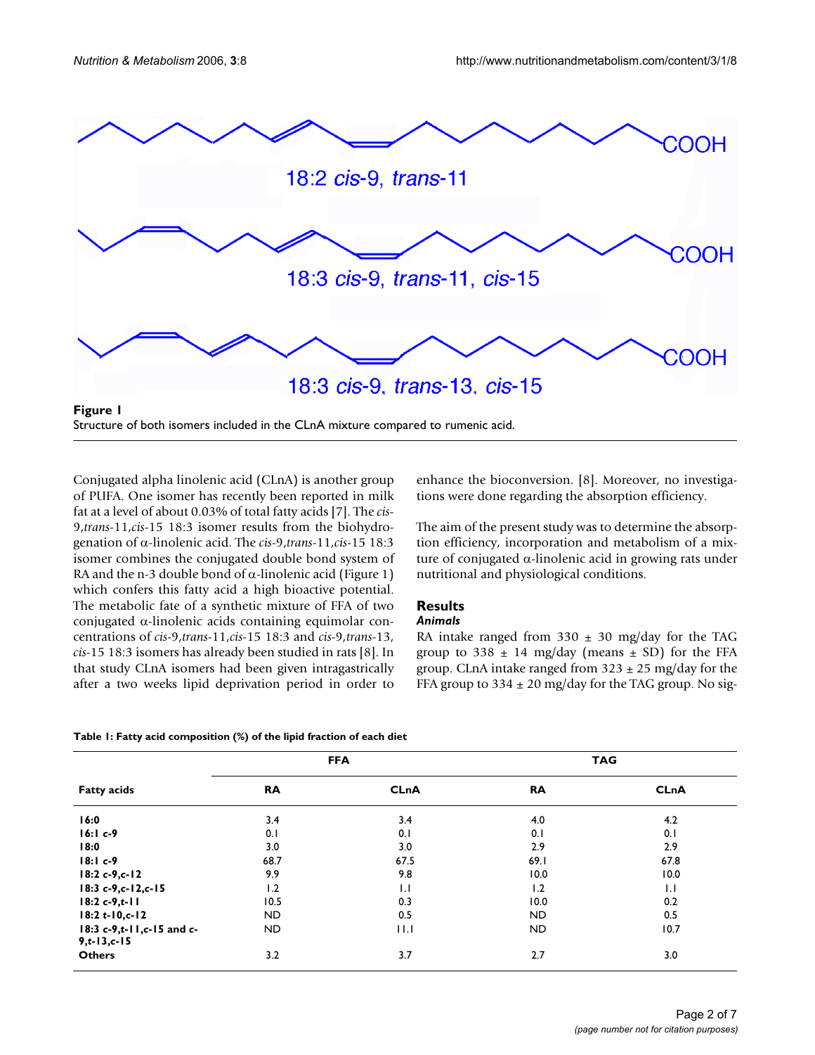**Figure 1**
Structure of both isomers included in the CLnA mixture compared to rumenic acid.

Conjugated alpha linolenic acid (CLnA) is another group of PUFA. One isomer has recently been reported in milk fat at a level of about 0.03% of total fatty acids [7]. The *cis*-9,*trans*-11,*cis*-15 18:3 isomer results from the biohydrogenation of α-linolenic acid. The *cis*-9,*trans*-11,*cis*-15 18:3 isomer combines the conjugated double bond system of RA and the n-3 double bond of α-linolenic acid (Figure 1) which confers this fatty acid a high bioactive potential. The metabolic fate of a synthetic mixture of FFA of two conjugated α-linolenic acids containing equimolar concentrations of *cis*-9,*trans*-11,*cis*-15 18:3 and *cis*-9,*trans*-13, *cis*-15 18:3 isomers has already been studied in rats [8]. In that study CLnA isomers had been given intragastrically after a two weeks lipid deprivation period in order to enhance the bioconversion. [8]. Moreover, no investigations were done regarding the absorption efficiency.

The aim of the present study was to determine the absorption efficiency, incorporation and metabolism of a mixture of conjugated α-linolenic acid in growing rats under nutritional and physiological conditions.

## Results

### *Animals*

RA intake ranged from 330 ± 30 mg/day for the TAG group to 338 ± 14 mg/day (means ± SD) for the FFA group. CLnA intake ranged from 323 ± 25 mg/day for the FFA group to 334 ± 20 mg/day for the TAG group. No sig-

**Table 1: Fatty acid composition (%) of the lipid fraction of each diet**

| | FFA | | TAG | |
|---|---|---|---|---|
| **Fatty acids** | **RA** | **CLnA** | **RA** | **CLnA** |
| **16:0** | 3.4 | 3.4 | 4.0 | 4.2 |
| **16:1 c-9** | 0.1 | 0.1 | 0.1 | 0.1 |
| **18:0** | 3.0 | 3.0 | 2.9 | 2.9 |
| **18:1 c-9** | 68.7 | 67.5 | 69.1 | 67.8 |
| **18:2 c-9,c-12** | 9.9 | 9.8 | 10.0 | 10.0 |
| **18:3 c-9,c-12,c-15** | 1.2 | 1.1 | 1.2 | 1.1 |
| **18:2 c-9,t-11** | 10.5 | 0.3 | 10.0 | 0.2 |
| **18:2 t-10,c-12** | ND | 0.5 | ND | 0.5 |
| **18:3 c-9,t-11,c-15 and c-9,t-13,c-15** | ND | 11.1 | ND | 10.7 |
| **Others** | 3.2 | 3.7 | 2.7 | 3.0 |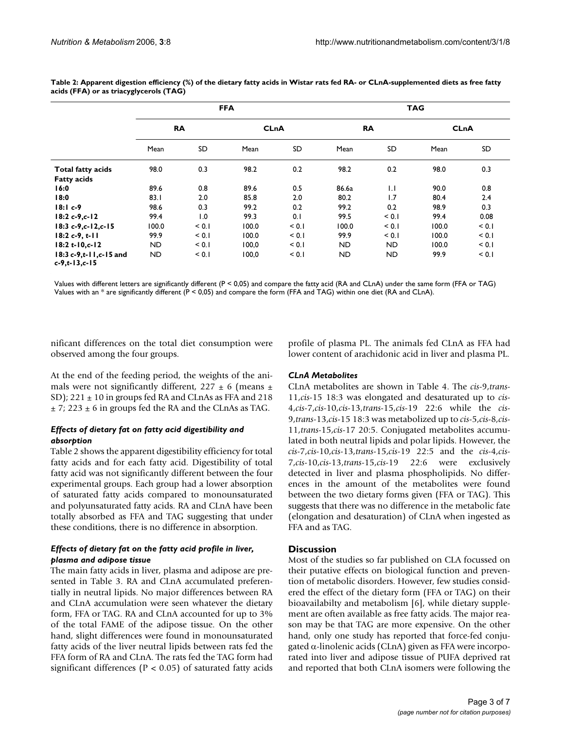**Table 2: Apparent digestion efficiency (%) of the dietary fatty acids in Wistar rats fed RA- or CLnA-supplemented diets as free fatty acids (FFA) or as triacylglycerols (TAG)**

| | FFA | | | | TAG | | | |
|---|---|---|---|---|---|---|---|---|
| | RA | | CLnA | | RA | | CLnA | |
| | Mean | SD | Mean | SD | Mean | SD | Mean | SD |
| **Total fatty acids** | 98.0 | 0.3 | 98.2 | 0.2 | 98.2 | 0.2 | 98.0 | 0.3 |
| **Fatty acids** | | | | | | | | |
| **16:0** | 89.6 | 0.8 | 89.6 | 0.5 | 86.6a | 1.1 | 90.0 | 0.8 |
| **18:0** | 83.1 | 2.0 | 85.8 | 2.0 | 80.2 | 1.7 | 80.4 | 2.4 |
| **18:1 c-9** | 98.6 | 0.3 | 99.2 | 0.2 | 99.2 | 0.2 | 98.9 | 0.3 |
| **18:2 c-9,c-12** | 99.4 | 1.0 | 99.3 | 0.1 | 99.5 | < 0.1 | 99.4 | 0.08 |
| **18:3 c-9,c-12,c-15** | 100.0 | < 0.1 | 100.0 | < 0.1 | 100.0 | < 0.1 | 100.0 | < 0.1 |
| **18:2 c-9, t-11** | 99.9 | < 0.1 | 100.0 | < 0.1 | 99.9 | < 0.1 | 100.0 | < 0.1 |
| **18:2 t-10,c-12** | ND | < 0.1 | 100,0 | < 0.1 | ND | ND | 100.0 | < 0.1 |
| **18:3 c-9,t-11,c-15 and c-9,t-13,c-15** | ND | < 0.1 | 100,0 | < 0.1 | ND | ND | 99.9 | < 0.1 |

Values with different letters are significantly different (P < 0,05) and compare the fatty acid (RA and CLnA) under the same form (FFA or TAG)
Values with an * are significantly different (P < 0,05) and compare the form (FFA and TAG) within one diet (RA and CLnA).

nificant differences on the total diet consumption were observed among the four groups.

At the end of the feeding period, the weights of the animals were not significantly different, 227 ± 6 (means ± SD); 221 ± 10 in groups fed RA and CLnAs as FFA and 218 ± 7; 223 ± 6 in groups fed the RA and the CLnAs as TAG.

### *Effects of dietary fat on fatty acid digestibility and absorption*

Table 2 shows the apparent digestibility efficiency for total fatty acids and for each fatty acid. Digestibility of total fatty acid was not significantly different between the four experimental groups. Each group had a lower absorption of saturated fatty acids compared to monounsaturated and polyunsaturated fatty acids. RA and CLnA have been totally absorbed as FFA and TAG suggesting that under these conditions, there is no difference in absorption.

### *Effects of dietary fat on the fatty acid profile in liver, plasma and adipose tissue*

The main fatty acids in liver, plasma and adipose are presented in Table 3. RA and CLnA accumulated preferentially in neutral lipids. No major differences between RA and CLnA accumulation were seen whatever the dietary form, FFA or TAG. RA and CLnA accounted for up to 3% of the total FAME of the adipose tissue. On the other hand, slight differences were found in monounsaturated fatty acids of the liver neutral lipids between rats fed the FFA form of RA and CLnA. The rats fed the TAG form had significant differences (P < 0.05) of saturated fatty acids profile of plasma PL. The animals fed CLnA as FFA had lower content of arachidonic acid in liver and plasma PL.

### *CLnA Metabolites*

CLnA metabolites are shown in Table 4. The *cis*-9,*trans*-11,*cis*-15 18:3 was elongated and desaturated up to *cis*-4,*cis*-7,*cis*-10,*cis*-13,*trans*-15,*cis*-19 22:6 while the *cis*-9,*trans*-13,*cis*-15 18:3 was metabolized up to *cis*-5,*cis*-8,*cis*-11,*trans*-15,*cis*-17 20:5. Conjugated metabolites accumulated in both neutral lipids and polar lipids. However, the *cis*-7,*cis*-10,*cis*-13,*trans*-15,*cis*-19 22:5 and the *cis*-4,*cis*-7,*cis*-10,*cis*-13,*trans*-15,*cis*-19 22:6 were exclusively detected in liver and plasma phospholipids. No differences in the amount of the metabolites were found between the two dietary forms given (FFA or TAG). This suggests that there was no difference in the metabolic fate (elongation and desaturation) of CLnA when ingested as FFA and as TAG.

## Discussion

Most of the studies so far published on CLA focussed on their putative effects on biological function and prevention of metabolic disorders. However, few studies considered the effect of the dietary form (FFA or TAG) on their bioavailabilty and metabolism [6], while dietary supplement are often available as free fatty acids. The major reason may be that TAG are more expensive. On the other hand, only one study has reported that force-fed conjugated α-linolenic acids (CLnA) given as FFA were incorporated into liver and adipose tissue of PUFA deprived rat and reported that both CLnA isomers were following the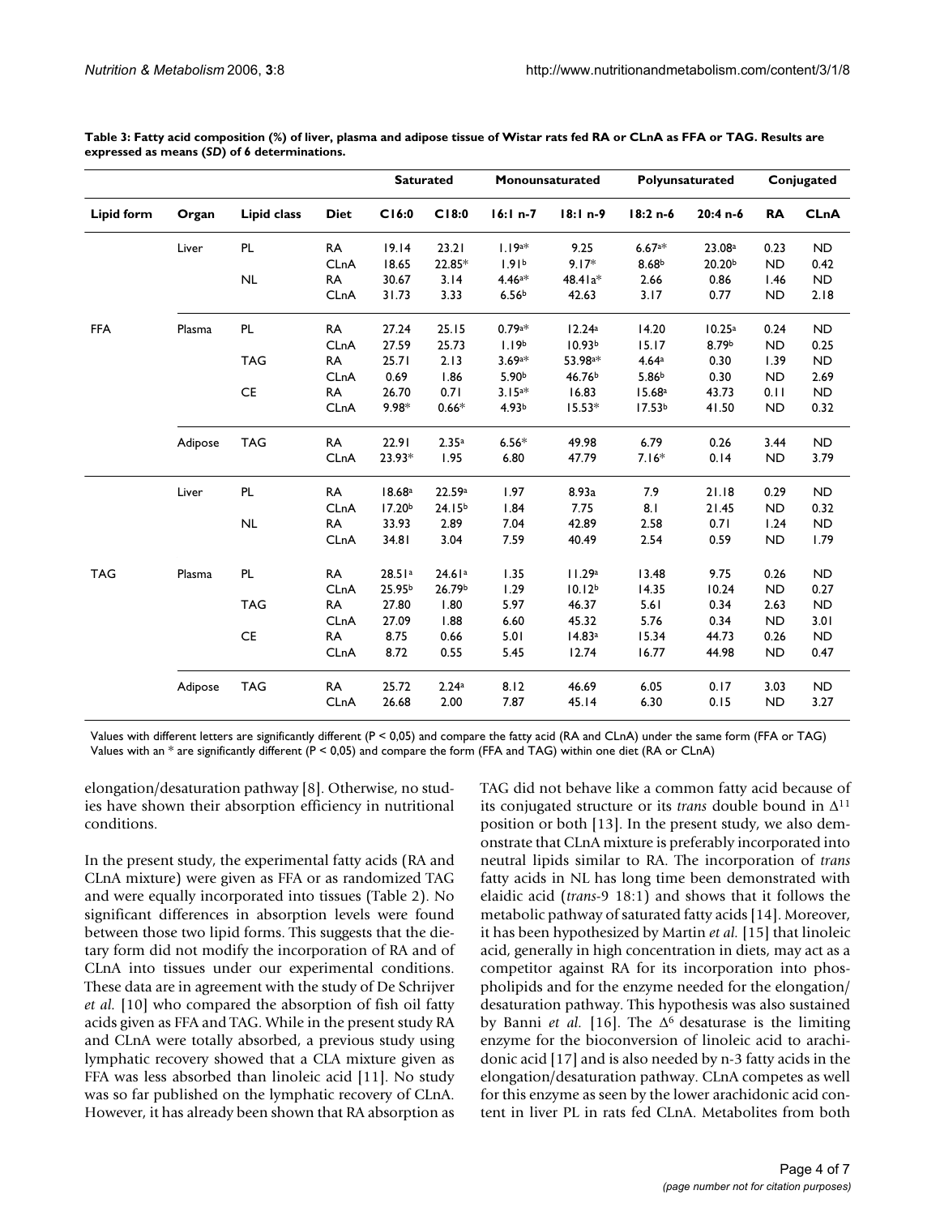**Table 3: Fatty acid composition (%) of liver, plasma and adipose tissue of Wistar rats fed RA or CLnA as FFA or TAG. Results are expressed as means (*SD*) of 6 determinations.**

| | | | | Saturated | | Monounsaturated | | Polyunsaturated | | Conjugated | |
|---|---|---|---|---|---|---|---|---|---|---|---|
| Lipid form | Organ | Lipid class | Diet | C16:0 | C18:0 | 16:1 n-7 | 18:1 n-9 | 18:2 n-6 | 20:4 n-6 | RA | CLnA |
| FFA | Liver | PL | RA | 19.14 | 23.21 | 1.19a* | 9.25 | 6.67a* | 23.08a | 0.23 | ND |
| | | | CLnA | 18.65 | 22.85* | 1.91b | 9.17* | 8.68b | 20.20b | ND | 0.42 |
| | | NL | RA | 30.67 | 3.14 | 4.46a* | 48.41a* | 2.66 | 0.86 | 1.46 | ND |
| | | | CLnA | 31.73 | 3.33 | 6.56b | 42.63 | 3.17 | 0.77 | ND | 2.18 |
| | Plasma | PL | RA | 27.24 | 25.15 | 0.79a* | 12.24a | 14.20 | 10.25a | 0.24 | ND |
| | | | CLnA | 27.59 | 25.73 | 1.19b | 10.93b | 15.17 | 8.79b | ND | 0.25 |
| | | TAG | RA | 25.71 | 2.13 | 3.69a* | 53.98a* | 4.64a | 0.30 | 1.39 | ND |
| | | | CLnA | 0.69 | 1.86 | 5.90b | 46.76b | 5.86b | 0.30 | ND | 2.69 |
| | | CE | RA | 26.70 | 0.71 | 3.15a* | 16.83 | 15.68a | 43.73 | 0.11 | ND |
| | | | CLnA | 9.98* | 0.66* | 4.93b | 15.53* | 17.53b | 41.50 | ND | 0.32 |
| | Adipose | TAG | RA | 22.91 | 2.35a | 6.56* | 49.98 | 6.79 | 0.26 | 3.44 | ND |
| | | | CLnA | 23.93* | 1.95 | 6.80 | 47.79 | 7.16* | 0.14 | ND | 3.79 |
| TAG | Liver | PL | RA | 18.68a | 22.59a | 1.97 | 8.93a | 7.9 | 21.18 | 0.29 | ND |
| | | | CLnA | 17.20b | 24.15b | 1.84 | 7.75 | 8.1 | 21.45 | ND | 0.32 |
| | | NL | RA | 33.93 | 2.89 | 7.04 | 42.89 | 2.58 | 0.71 | 1.24 | ND |
| | | | CLnA | 34.81 | 3.04 | 7.59 | 40.49 | 2.54 | 0.59 | ND | 1.79 |
| | Plasma | PL | RA | 28.51a | 24.61a | 1.35 | 11.29a | 13.48 | 9.75 | 0.26 | ND |
| | | | CLnA | 25.95b | 26.79b | 1.29 | 10.12b | 14.35 | 10.24 | ND | 0.27 |
| | | TAG | RA | 27.80 | 1.80 | 5.97 | 46.37 | 5.61 | 0.34 | 2.63 | ND |
| | | | CLnA | 27.09 | 1.88 | 6.60 | 45.32 | 5.76 | 0.34 | ND | 3.01 |
| | | CE | RA | 8.75 | 0.66 | 5.01 | 14.83a | 15.34 | 44.73 | 0.26 | ND |
| | | | CLnA | 8.72 | 0.55 | 5.45 | 12.74 | 16.77 | 44.98 | ND | 0.47 |
| | Adipose | TAG | RA | 25.72 | 2.24a | 8.12 | 46.69 | 6.05 | 0.17 | 3.03 | ND |
| | | | CLnA | 26.68 | 2.00 | 7.87 | 45.14 | 6.30 | 0.15 | ND | 3.27 |

Values with different letters are significantly different (P < 0,05) and compare the fatty acid (RA and CLnA) under the same form (FFA or TAG)
Values with an * are significantly different (P < 0,05) and compare the form (FFA and TAG) within one diet (RA or CLnA)

elongation/desaturation pathway [8]. Otherwise, no studies have shown their absorption efficiency in nutritional conditions.

In the present study, the experimental fatty acids (RA and CLnA mixture) were given as FFA or as randomized TAG and were equally incorporated into tissues (Table 2). No significant differences in absorption levels were found between those two lipid forms. This suggests that the dietary form did not modify the incorporation of RA and of CLnA into tissues under our experimental conditions. These data are in agreement with the study of De Schrijver *et al.* [10] who compared the absorption of fish oil fatty acids given as FFA and TAG. While in the present study RA and CLnA were totally absorbed, a previous study using lymphatic recovery showed that a CLA mixture given as FFA was less absorbed than linoleic acid [11]. No study was so far published on the lymphatic recovery of CLnA. However, it has already been shown that RA absorption as TAG did not behave like a common fatty acid because of its conjugated structure or its *trans* double bound in $\Delta^{11}$ position or both [13]. In the present study, we also demonstrate that CLnA mixture is preferably incorporated into neutral lipids similar to RA. The incorporation of *trans* fatty acids in NL has long time been demonstrated with elaidic acid (*trans*-9 18:1) and shows that it follows the metabolic pathway of saturated fatty acids [14]. Moreover, it has been hypothesized by Martin *et al.* [15] that linoleic acid, generally in high concentration in diets, may act as a competitor against RA for its incorporation into phospholipids and for the enzyme needed for the elongation/desaturation pathway. This hypothesis was also sustained by Banni *et al.* [16]. The $\Delta^6$ desaturase is the limiting enzyme for the bioconversion of linoleic acid to arachidonic acid [17] and is also needed by n-3 fatty acids in the elongation/desaturation pathway. CLnA competes as well for this enzyme as seen by the lower arachidonic acid content in liver PL in rats fed CLnA. Metabolites from both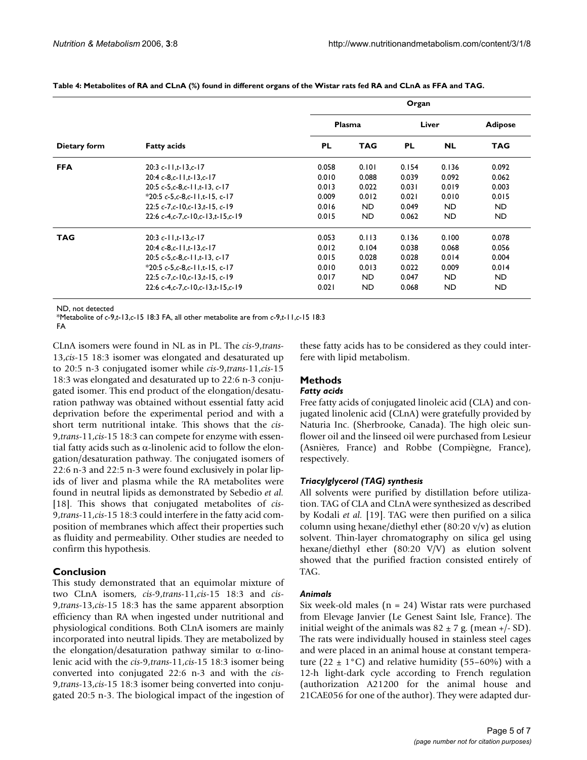**Table 4: Metabolites of RA and CLnA (%) found in different organs of the Wistar rats fed RA and CLnA as FFA and TAG.**

| | | Organ | | | | |
|---|---|---|---|---|---|---|
| | | Plasma | | Liver | | Adipose |
| Dietary form | Fatty acids | PL | TAG | PL | NL | TAG |
| **FFA** | 20:3 *c*-11,*t*-13,*c*-17 | 0.058 | 0.101 | 0.154 | 0.136 | 0.092 |
| | 20:4 *c*-8,*c*-11,*t*-13,*c*-17 | 0.010 | 0.088 | 0.039 | 0.092 | 0.062 |
| | 20:5 *c*-5,*c*-8,*c*-11,*t*-13, *c*-17 | 0.013 | 0.022 | 0.031 | 0.019 | 0.003 |
| | *20:5 *c*-5,*c*-8,*c*-11,*t*-15, *c*-17 | 0.009 | 0.012 | 0.021 | 0.010 | 0.015 |
| | 22:5 *c*-7,*c*-10,*c*-13,*t*-15, *c*-19 | 0.016 | ND | 0.049 | ND | ND |
| | 22:6 *c*-4,*c*-7,*c*-10,*c*-13,*t*-15,*c*-19 | 0.015 | ND | 0.062 | ND | ND |
| **TAG** | 20:3 *c*-11,*t*-13,*c*-17 | 0.053 | 0.113 | 0.136 | 0.100 | 0.078 |
| | 20:4 *c*-8,*c*-11,*t*-13,*c*-17 | 0.012 | 0.104 | 0.038 | 0.068 | 0.056 |
| | 20:5 *c*-5,*c*-8,*c*-11,*t*-13, *c*-17 | 0.015 | 0.028 | 0.028 | 0.014 | 0.004 |
| | *20:5 *c*-5,*c*-8,*c*-11,*t*-15, *c*-17 | 0.010 | 0.013 | 0.022 | 0.009 | 0.014 |
| | 22:5 *c*-7,*c*-10,*c*-13,*t*-15, *c*-19 | 0.017 | ND | 0.047 | ND | ND |
| | 22:6 *c*-4,*c*-7,*c*-10,*c*-13,*t*-15,*c*-19 | 0.021 | ND | 0.068 | ND | ND |

ND, not detected

*Metabolite of *c*-9,*t*-13,*c*-15 18:3 FA, all other metabolite are from *c*-9,*t*-11,*c*-15 18:3 FA

CLnA isomers were found in NL as in PL. The *cis*-9,*trans*-13,*cis*-15 18:3 isomer was elongated and desaturated up to 20:5 n-3 conjugated isomer while *cis*-9,*trans*-11,*cis*-15 18:3 was elongated and desaturated up to 22:6 n-3 conjugated isomer. This end product of the elongation/desaturation pathway was obtained without essential fatty acid deprivation before the experimental period and with a short term nutritional intake. This shows that the *cis*-9,*trans*-11,*cis*-15 18:3 can compete for enzyme with essential fatty acids such as α-linolenic acid to follow the elongation/desaturation pathway. The conjugated isomers of 22:6 n-3 and 22:5 n-3 were found exclusively in polar lipids of liver and plasma while the RA metabolites were found in neutral lipids as demonstrated by Sebedio *et al.* [18]. This shows that conjugated metabolites of *cis*-9,*trans*-11,*cis*-15 18:3 could interfere in the fatty acid composition of membranes which affect their properties such as fluidity and permeability. Other studies are needed to confirm this hypothesis.

## Conclusion

This study demonstrated that an equimolar mixture of two CLnA isomers, *cis*-9,*trans*-11,*cis*-15 18:3 and *cis*-9,*trans*-13,*cis*-15 18:3 has the same apparent absorption efficiency than RA when ingested under nutritional and physiological conditions. Both CLnA isomers are mainly incorporated into neutral lipids. They are metabolized by the elongation/desaturation pathway similar to α-linolenic acid with the *cis*-9,*trans*-11,*cis*-15 18:3 isomer being converted into conjugated 22:6 n-3 and with the *cis*-9,*trans*-13,*cis*-15 18:3 isomer being converted into conjugated 20:5 n-3. The biological impact of the ingestion of these fatty acids has to be considered as they could interfere with lipid metabolism.

## Methods

### *Fatty acids*

Free fatty acids of conjugated linoleic acid (CLA) and conjugated linolenic acid (CLnA) were gratefully provided by Naturia Inc. (Sherbrooke, Canada). The high oleic sunflower oil and the linseed oil were purchased from Lesieur (Asnières, France) and Robbe (Compiègne, France), respectively.

### *Triacylglycerol (TAG) synthesis*

All solvents were purified by distillation before utilization. TAG of CLA and CLnA were synthesized as described by Kodali *et al.* [19]. TAG were then purified on a silica column using hexane/diethyl ether (80:20 v/v) as elution solvent. Thin-layer chromatography on silica gel using hexane/diethyl ether (80:20 V/V) as elution solvent showed that the purified fraction consisted entirely of TAG.

### *Animals*

Six week-old males (n = 24) Wistar rats were purchased from Elevage Janvier (Le Genest Saint Isle, France). The initial weight of the animals was 82 ± 7 g. (mean +/- SD). The rats were individually housed in stainless steel cages and were placed in an animal house at constant temperature (22 ± 1°C) and relative humidity (55–60%) with a 12-h light-dark cycle according to French regulation (authorization A21200 for the animal house and 21CAE056 for one of the author). They were adapted dur-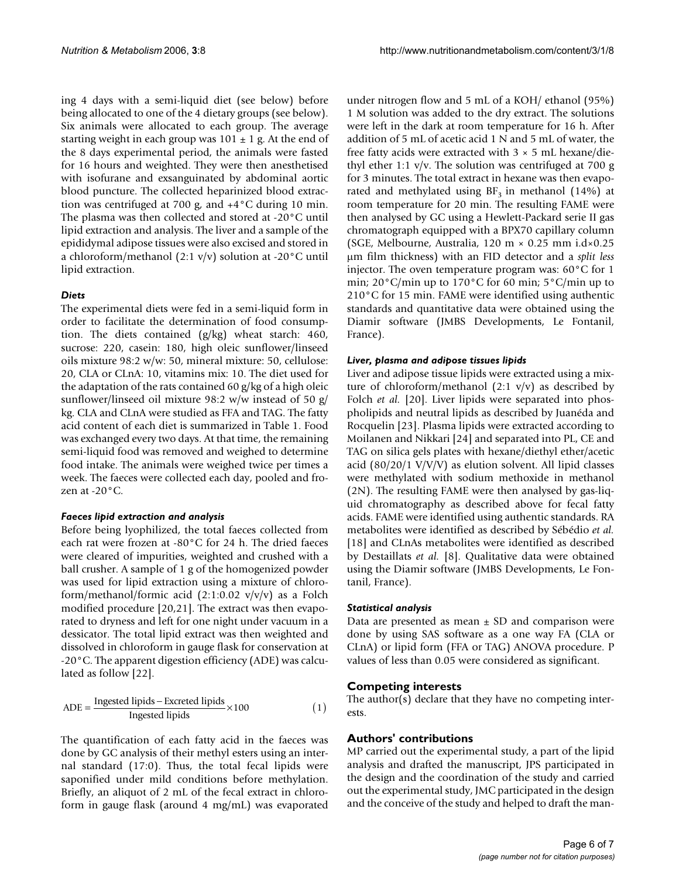ing 4 days with a semi-liquid diet (see below) before being allocated to one of the 4 dietary groups (see below). Six animals were allocated to each group. The average starting weight in each group was 101 ± 1 g. At the end of the 8 days experimental period, the animals were fasted for 16 hours and weighted. They were then anesthetised with isofurane and exsanguinated by abdominal aortic blood puncture. The collected heparinized blood extraction was centrifuged at 700 g, and +4°C during 10 min. The plasma was then collected and stored at -20°C until lipid extraction and analysis. The liver and a sample of the epididymal adipose tissues were also excised and stored in a chloroform/methanol (2:1 v/v) solution at -20°C until lipid extraction.

### *Diets*

The experimental diets were fed in a semi-liquid form in order to facilitate the determination of food consumption. The diets contained (g/kg) wheat starch: 460, sucrose: 220, casein: 180, high oleic sunflower/linseed oils mixture 98:2 w/w: 50, mineral mixture: 50, cellulose: 20, CLA or CLnA: 10, vitamins mix: 10. The diet used for the adaptation of the rats contained 60 g/kg of a high oleic sunflower/linseed oil mixture 98:2 w/w instead of 50 g/kg. CLA and CLnA were studied as FFA and TAG. The fatty acid content of each diet is summarized in Table 1. Food was exchanged every two days. At that time, the remaining semi-liquid food was removed and weighed to determine food intake. The animals were weighed twice per times a week. The faeces were collected each day, pooled and frozen at -20°C.

### *Faeces lipid extraction and analysis*

Before being lyophilized, the total faeces collected from each rat were frozen at -80°C for 24 h. The dried faeces were cleared of impurities, weighted and crushed with a ball crusher. A sample of 1 g of the homogenized powder was used for lipid extraction using a mixture of chloroform/methanol/formic acid (2:1:0.02 v/v/v) as a Folch modified procedure [20,21]. The extract was then evaporated to dryness and left for one night under vacuum in a dessicator. The total lipid extract was then weighted and dissolved in chloroform in gauge flask for conservation at -20°C. The apparent digestion efficiency (ADE) was calculated as follow [22].

$$\text{ADE} = \frac{\text{Ingested lipids} - \text{Excreted lipids}}{\text{Ingested lipids}} \times 100 \qquad (1)$$

The quantification of each fatty acid in the faeces was done by GC analysis of their methyl esters using an internal standard (17:0). Thus, the total fecal lipids were saponified under mild conditions before methylation. Briefly, an aliquot of 2 mL of the fecal extract in chloroform in gauge flask (around 4 mg/mL) was evaporated under nitrogen flow and 5 mL of a KOH/ ethanol (95%) 1 M solution was added to the dry extract. The solutions were left in the dark at room temperature for 16 h. After addition of 5 mL of acetic acid 1 N and 5 mL of water, the free fatty acids were extracted with 3 × 5 mL hexane/diethyl ether 1:1 v/v. The solution was centrifuged at 700 g for 3 minutes. The total extract in hexane was then evaporated and methylated using $BF_3$ in methanol (14%) at room temperature for 20 min. The resulting FAME were then analysed by GC using a Hewlett-Packard serie II gas chromatograph equipped with a BPX70 capillary column (SGE, Melbourne, Australia, 120 m × 0.25 mm i.d×0.25 μm film thickness) with an FID detector and a *split less* injector. The oven temperature program was: 60°C for 1 min; 20°C/min up to 170°C for 60 min; 5°C/min up to 210°C for 15 min. FAME were identified using authentic standards and quantitative data were obtained using the Diamir software (JMBS Developments, Le Fontanil, France).

### *Liver, plasma and adipose tissues lipids*

Liver and adipose tissue lipids were extracted using a mixture of chloroform/methanol (2:1 v/v) as described by Folch *et al.* [20]. Liver lipids were separated into phospholipids and neutral lipids as described by Juanéda and Rocquelin [23]. Plasma lipids were extracted according to Moilanen and Nikkari [24] and separated into PL, CE and TAG on silica gels plates with hexane/diethyl ether/acetic acid (80/20/1 V/V/V) as elution solvent. All lipid classes were methylated with sodium methoxide in methanol (2N). The resulting FAME were then analysed by gas-liquid chromatography as described above for fecal fatty acids. FAME were identified using authentic standards. RA metabolites were identified as described by Sébédio *et al.* [18] and CLnAs metabolites were identified as described by Destaillats *et al.* [8]. Qualitative data were obtained using the Diamir software (JMBS Developments, Le Fontanil, France).

### *Statistical analysis*

Data are presented as mean ± SD and comparison were done by using SAS software as a one way FA (CLA or CLnA) or lipid form (FFA or TAG) ANOVA procedure. P values of less than 0.05 were considered as significant.

## Competing interests

The author(s) declare that they have no competing interests.

## Authors' contributions

MP carried out the experimental study, a part of the lipid analysis and drafted the manuscript, JPS participated in the design and the coordination of the study and carried out the experimental study, JMC participated in the design and the conceive of the study and helped to draft the man-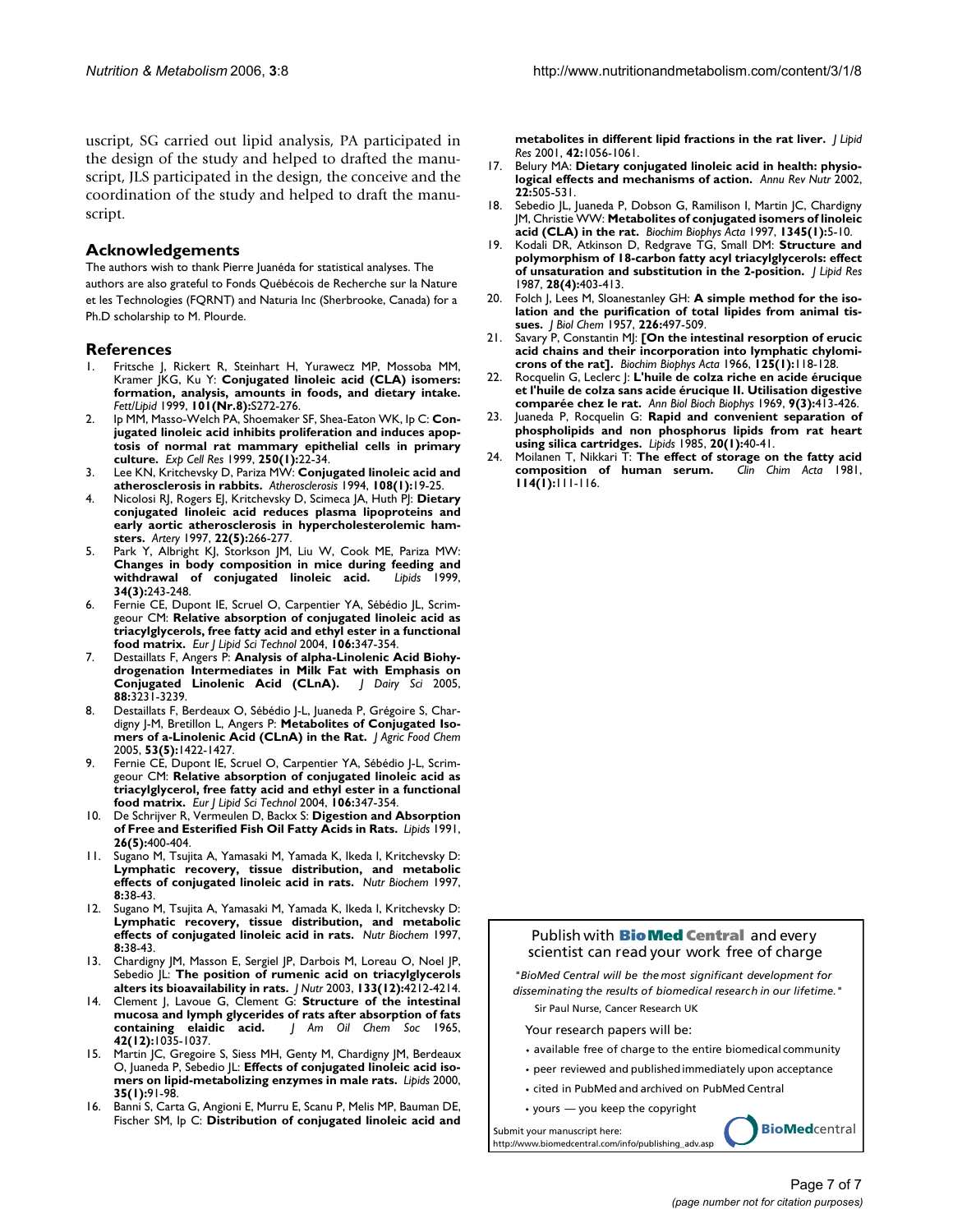uscript, SG carried out lipid analysis, PA participated in the design of the study and helped to drafted the manuscript, JLS participated in the design, the conceive and the coordination of the study and helped to draft the manuscript.

## Acknowledgements

The authors wish to thank Pierre Juanéda for statistical analyses. The authors are also grateful to Fonds Québécois de Recherche sur la Nature et les Technologies (FQRNT) and Naturia Inc (Sherbrooke, Canada) for a Ph.D scholarship to M. Plourde.

## References

1. Fritsche J, Rickert R, Steinhart H, Yurawecz MP, Mossoba MM, Kramer JKG, Ku Y: **Conjugated linoleic acid (CLA) isomers: formation, analysis, amounts in foods, and dietary intake.** *Fett/Lipid* 1999, **101(Nr.8):**S272-276.
2. Ip MM, Masso-Welch PA, Shoemaker SF, Shea-Eaton WK, Ip C: **Conjugated linoleic acid inhibits proliferation and induces apoptosis of normal rat mammary epithelial cells in primary culture.** *Exp Cell Res* 1999, **250(1):**22-34.
3. Lee KN, Kritchevsky D, Pariza MW: **Conjugated linoleic acid and atherosclerosis in rabbits.** *Atherosclerosis* 1994, **108(1):**19-25.
4. Nicolosi RJ, Rogers EJ, Kritchevsky D, Scimeca JA, Huth PJ: **Dietary conjugated linoleic acid reduces plasma lipoproteins and early aortic atherosclerosis in hypercholesterolemic hamsters.** *Artery* 1997, **22(5):**266-277.
5. Park Y, Albright KJ, Storkson JM, Liu W, Cook ME, Pariza MW: **Changes in body composition in mice during feeding and withdrawal of conjugated linoleic acid.** *Lipids* 1999, **34(3):**243-248.
6. Fernie CE, Dupont IE, Scruel O, Carpentier YA, Sébédio JL, Scrimgeour CM: **Relative absorption of conjugated linoleic acid as triacylglycerols, free fatty acid and ethyl ester in a functional food matrix.** *Eur J Lipid Sci Technol* 2004, **106:**347-354.
7. Destaillats F, Angers P: **Analysis of alpha-Linolenic Acid Biohydrogenation Intermediates in Milk Fat with Emphasis on Conjugated Linolenic Acid (CLnA).** *J Dairy Sci* 2005, **88:**3231-3239.
8. Destaillats F, Berdeaux O, Sébédio J-L, Juaneda P, Grégoire S, Chardigny J-M, Bretillon L, Angers P: **Metabolites of Conjugated Isomers of a-Linolenic Acid (CLnA) in the Rat.** *J Agric Food Chem* 2005, **53(5):**1422-1427.
9. Fernie CE, Dupont IE, Scruel O, Carpentier YA, Sébédio J-L, Scrimgeour CM: **Relative absorption of conjugated linoleic acid as triacylglycerol, free fatty acid and ethyl ester in a functional food matrix.** *Eur J Lipid Sci Technol* 2004, **106:**347-354.
10. De Schrijver R, Vermeulen D, Backx S: **Digestion and Absorption of Free and Esterified Fish Oil Fatty Acids in Rats.** *Lipids* 1991, **26(5):**400-404.
11. Sugano M, Tsujita A, Yamasaki M, Yamada K, Ikeda I, Kritchevsky D: **Lymphatic recovery, tissue distribution, and metabolic effects of conjugated linoleic acid in rats.** *Nutr Biochem* 1997, **8:**38-43.
12. Sugano M, Tsujita A, Yamasaki M, Yamada K, Ikeda I, Kritchevsky D: **Lymphatic recovery, tissue distribution, and metabolic effects of conjugated linoleic acid in rats.** *Nutr Biochem* 1997, **8:**38-43.
13. Chardigny JM, Masson E, Sergiel JP, Darbois M, Loreau O, Noel JP, Sebedio JL: **The position of rumenic acid on triacylglycerols alters its bioavailability in rats.** *J Nutr* 2003, **133(12):**4212-4214.
14. Clement J, Lavoue G, Clement G: **Structure of the intestinal mucosa and lymph glycerides of rats after absorption of fats containing elaidic acid.** *J Am Oil Chem Soc* 1965, **42(12):**1035-1037.
15. Martin JC, Gregoire S, Siess MH, Genty M, Chardigny JM, Berdeaux O, Juaneda P, Sebedio JL: **Effects of conjugated linoleic acid isomers on lipid-metabolizing enzymes in male rats.** *Lipids* 2000, **35(1):**91-98.
16. Banni S, Carta G, Angioni E, Murru E, Scanu P, Melis MP, Bauman DE, Fischer SM, Ip C: **Distribution of conjugated linoleic acid and metabolites in different lipid fractions in the rat liver.** *J Lipid Res* 2001, **42:**1056-1061.
17. Belury MA: **Dietary conjugated linoleic acid in health: physiological effects and mechanisms of action.** *Annu Rev Nutr* 2002, **22:**505-531.
18. Sebedio JL, Juaneda P, Dobson G, Ramilison I, Martin JC, Chardigny JM, Christie WW: **Metabolites of conjugated isomers of linoleic acid (CLA) in the rat.** *Biochim Biophys Acta* 1997, **1345(1):**5-10.
19. Kodali DR, Atkinson D, Redgrave TG, Small DM: **Structure and polymorphism of 18-carbon fatty acyl triacylglycerols: effect of unsaturation and substitution in the 2-position.** *J Lipid Res* 1987, **28(4):**403-413.
20. Folch J, Lees M, Sloanestanley GH: **A simple method for the isolation and the purification of total lipides from animal tissues.** *J Biol Chem* 1957, **226:**497-509.
21. Savary P, Constantin MJ: **[On the intestinal resorption of erucic acid chains and their incorporation into lymphatic chylomicrons of the rat].** *Biochim Biophys Acta* 1966, **125(1):**118-128.
22. Rocquelin G, Leclerc J: **L'huile de colza riche en acide érucique et l'huile de colza sans acide érucique II. Utilisation digestive comparée chez le rat.** *Ann Biol Bioch Biophys* 1969, **9(3):**413-426.
23. Juaneda P, Rocquelin G: **Rapid and convenient separation of phospholipids and non phosphorus lipids from rat heart using silica cartridges.** *Lipids* 1985, **20(1):**40-41.
24. Moilanen T, Nikkari T: **The effect of storage on the fatty acid composition of human serum.** *Clin Chim Acta* 1981, **114(1):**111-116.

Publish with **BioMed Central** and every scientist can read your work free of charge

*"BioMed Central will be the most significant development for disseminating the results of biomedical research in our lifetime."*

Sir Paul Nurse, Cancer Research UK

Your research papers will be:

- available free of charge to the entire biomedical community
- peer reviewed and published immediately upon acceptance
- cited in PubMed and archived on PubMed Central
- yours — you keep the copyright

Submit your manuscript here:
http://www.biomedcentral.com/info/publishing_adv.asp

BioMedcentral